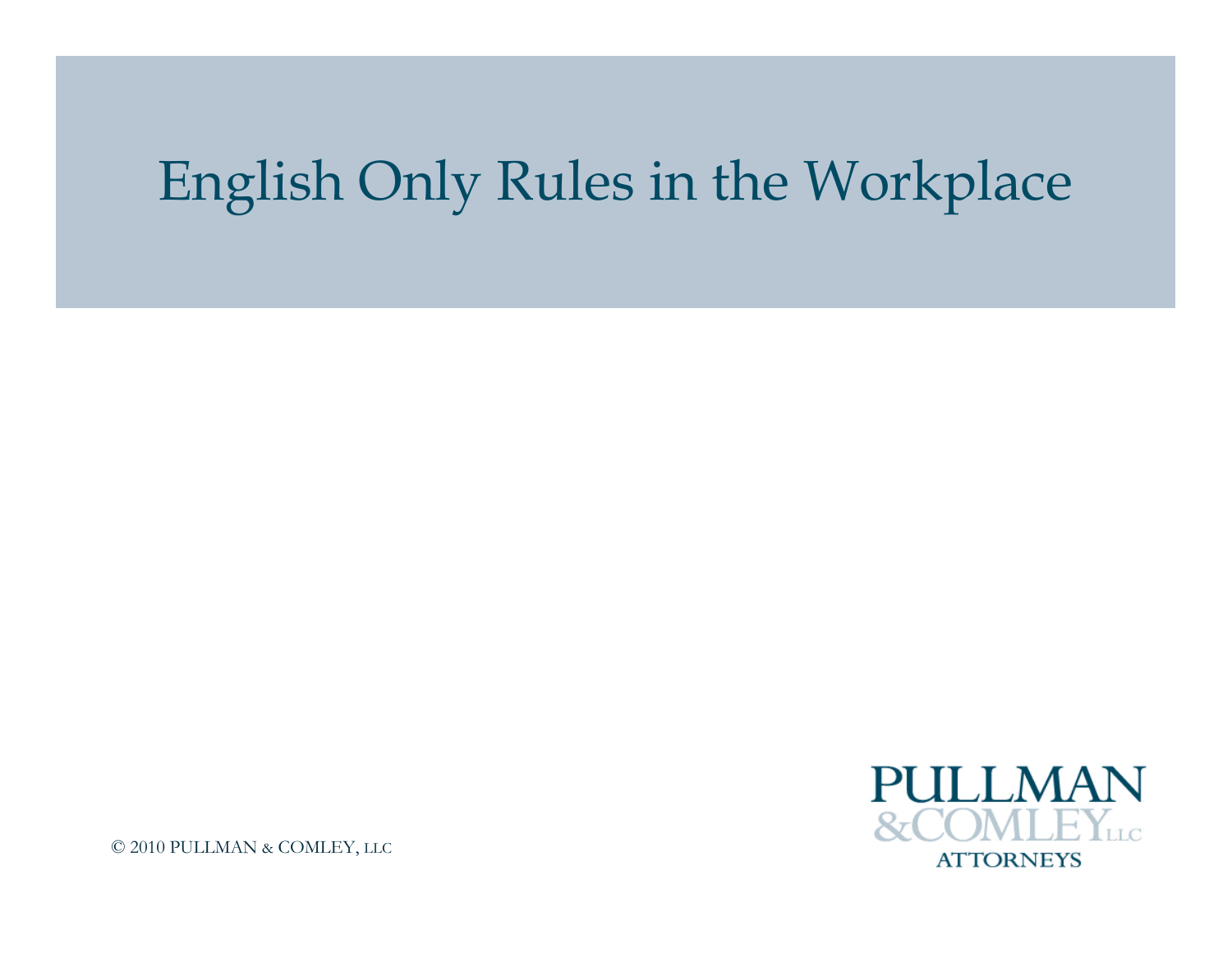# English Only Rules in the Workplace

© 2010 PULLMAN & COMLEY, LLC

PULLMAN
&COMLEY LLC
ATTORNEYS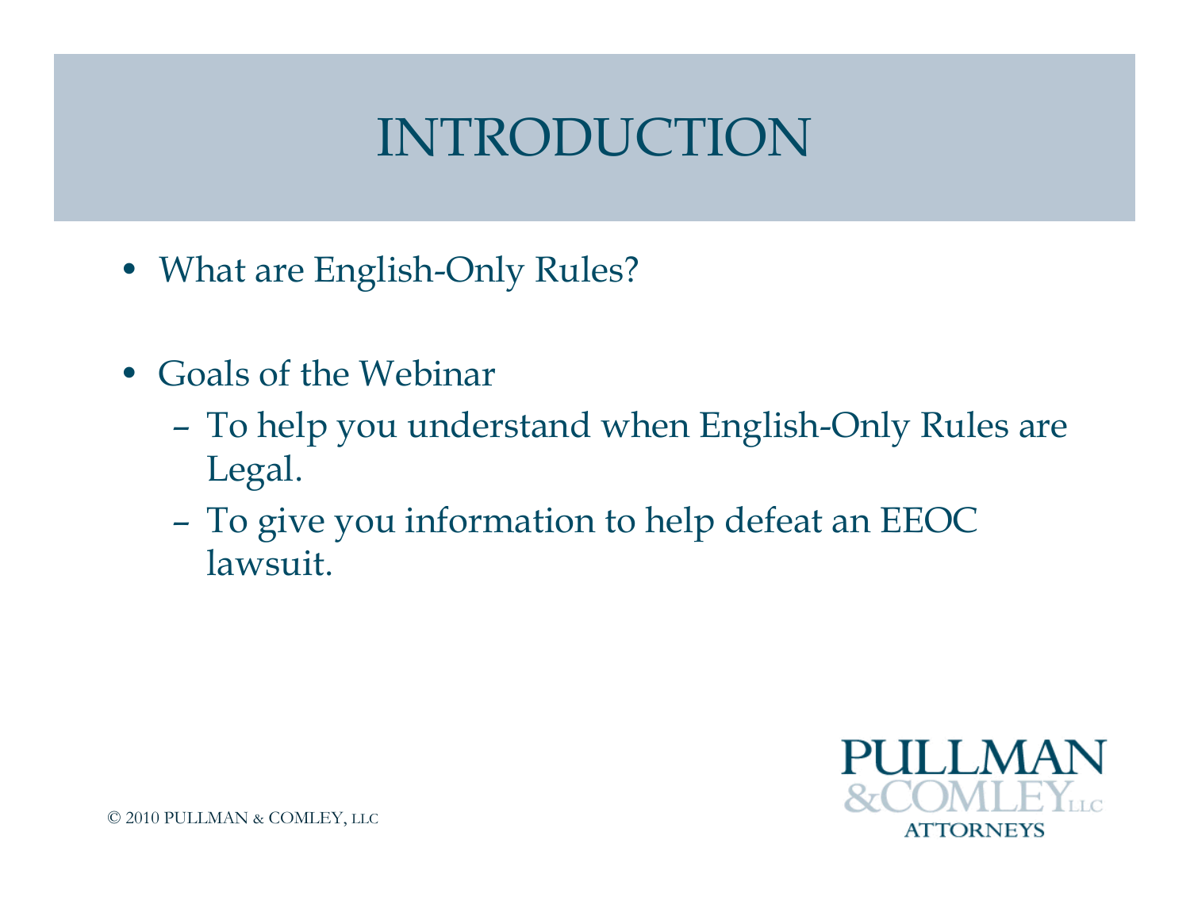# INTRODUCTION

- What are English-Only Rules?

- Goals of the Webinar
  - To help you understand when English-Only Rules are Legal.
  - To give you information to help defeat an EEOC lawsuit.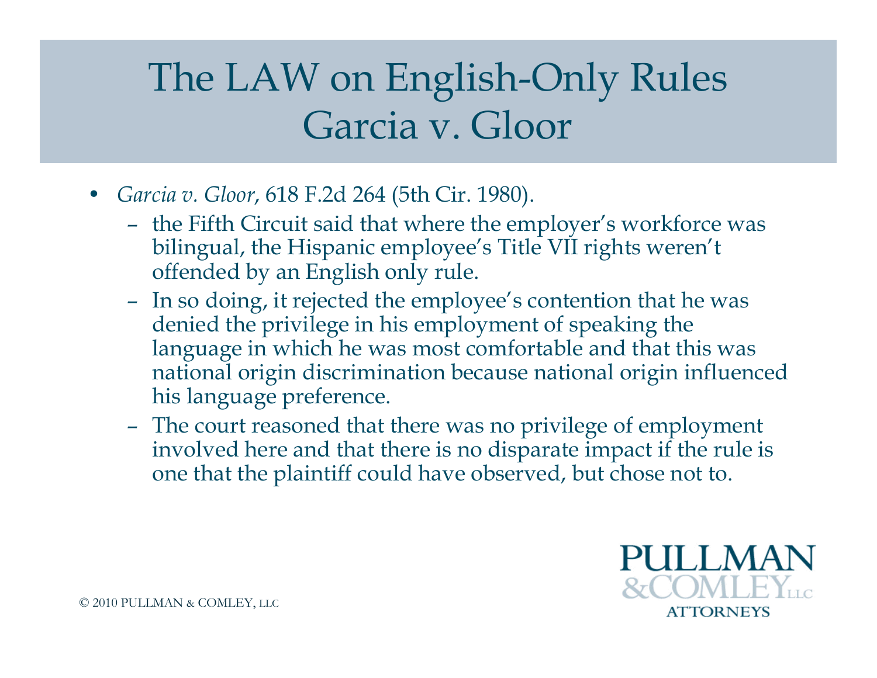# The LAW on English-Only Rules Garcia v. Gloor

- *Garcia v. Gloor*, 618 F.2d 264 (5th Cir. 1980).
  - the Fifth Circuit said that where the employer's workforce was bilingual, the Hispanic employee's Title VII rights weren't offended by an English only rule.
  - In so doing, it rejected the employee's contention that he was denied the privilege in his employment of speaking the language in which he was most comfortable and that this was national origin discrimination because national origin influenced his language preference.
  - The court reasoned that there was no privilege of employment involved here and that there is no disparate impact if the rule is one that the plaintiff could have observed, but chose not to.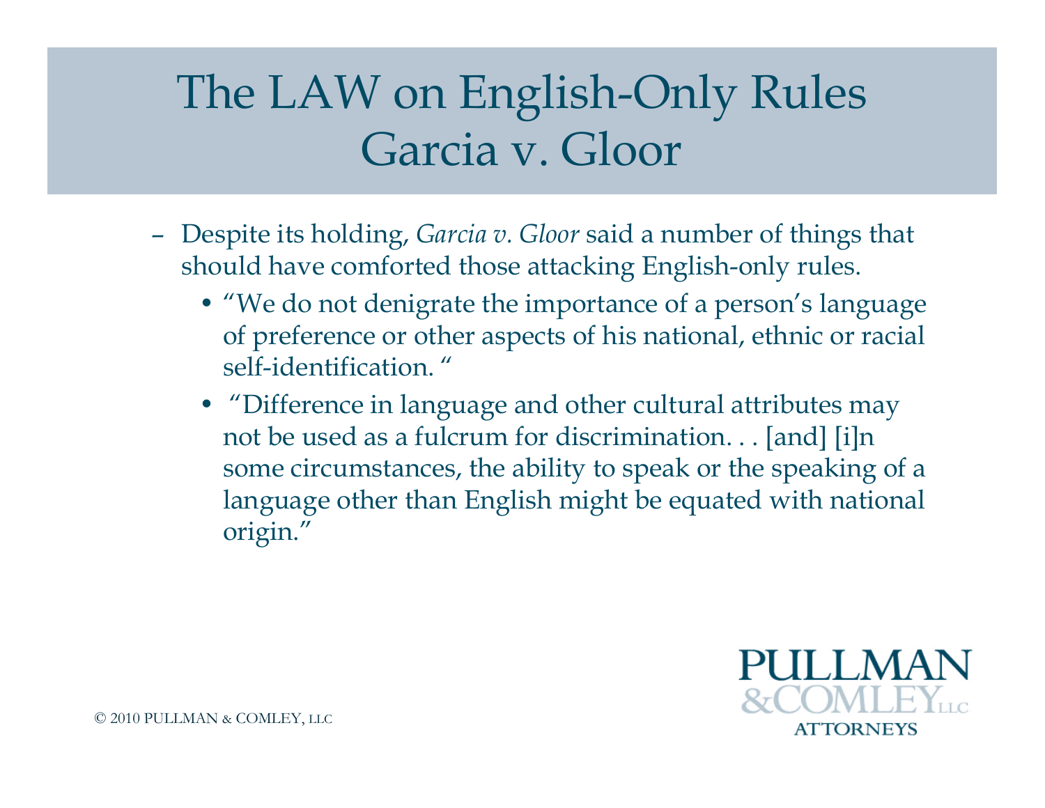# The LAW on English-Only Rules Garcia v. Gloor

- Despite its holding, *Garcia v. Gloor* said a number of things that should have comforted those attacking English-only rules.
  - "We do not denigrate the importance of a person's language of preference or other aspects of his national, ethnic or racial self-identification. "
  - "Difference in language and other cultural attributes may not be used as a fulcrum for discrimination. . . [and] [i]n some circumstances, the ability to speak or the speaking of a language other than English might be equated with national origin."

© 2010 PULLMAN & COMLEY, LLC

PULLMAN & COMLEY LLC ATTORNEYS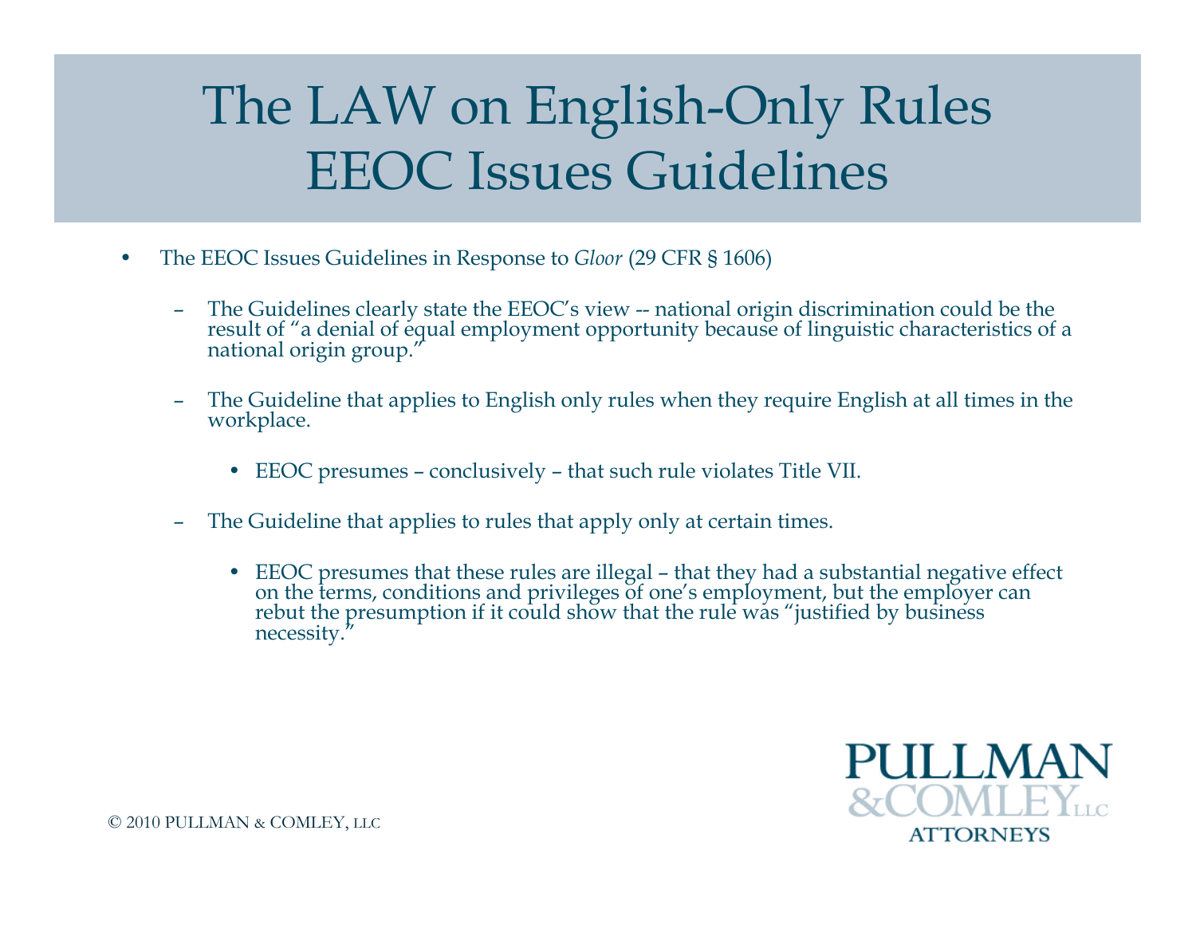# The LAW on English-Only Rules EEOC Issues Guidelines

- The EEOC Issues Guidelines in Response to *Gloor* (29 CFR § 1606)
  - The Guidelines clearly state the EEOC's view -- national origin discrimination could be the result of "a denial of equal employment opportunity because of linguistic characteristics of a national origin group."
  - The Guideline that applies to English only rules when they require English at all times in the workplace.
    - EEOC presumes – conclusively – that such rule violates Title VII.
  - The Guideline that applies to rules that apply only at certain times.
    - EEOC presumes that these rules are illegal – that they had a substantial negative effect on the terms, conditions and privileges of one's employment, but the employer can rebut the presumption if it could show that the rule was "justified by business necessity."

© 2010 PULLMAN & COMLEY, LLC

PULLMAN & COMLEY LLC ATTORNEYS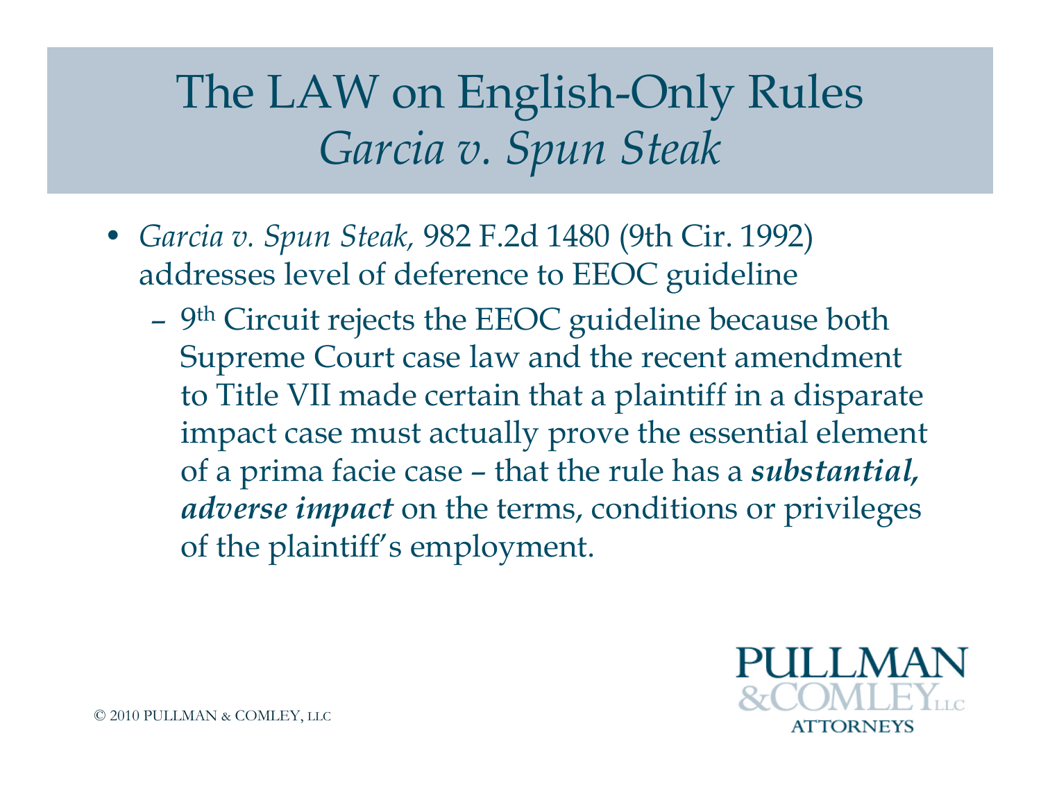# The LAW on English-Only Rules
## *Garcia v. Spun Steak*

- *Garcia v. Spun Steak,* 982 F.2d 1480 (9th Cir. 1992) addresses level of deference to EEOC guideline
  - 9th Circuit rejects the EEOC guideline because both Supreme Court case law and the recent amendment to Title VII made certain that a plaintiff in a disparate impact case must actually prove the essential element of a prima facie case – that the rule has a ***substantial, adverse impact*** on the terms, conditions or privileges of the plaintiff's employment.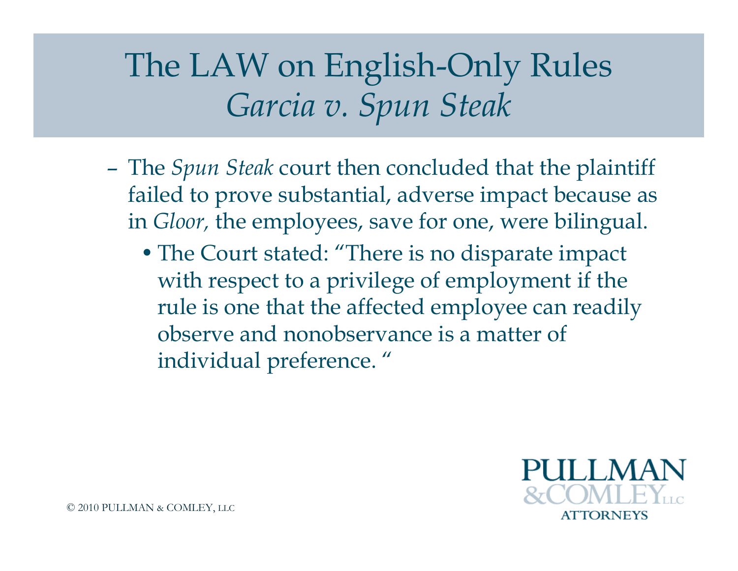# The LAW on English-Only Rules *Garcia v. Spun Steak*

- The *Spun Steak* court then concluded that the plaintiff failed to prove substantial, adverse impact because as in *Gloor*, the employees, save for one, were bilingual.
  - The Court stated: "There is no disparate impact with respect to a privilege of employment if the rule is one that the affected employee can readily observe and nonobservance is a matter of individual preference. "

© 2010 PULLMAN & COMLEY, LLC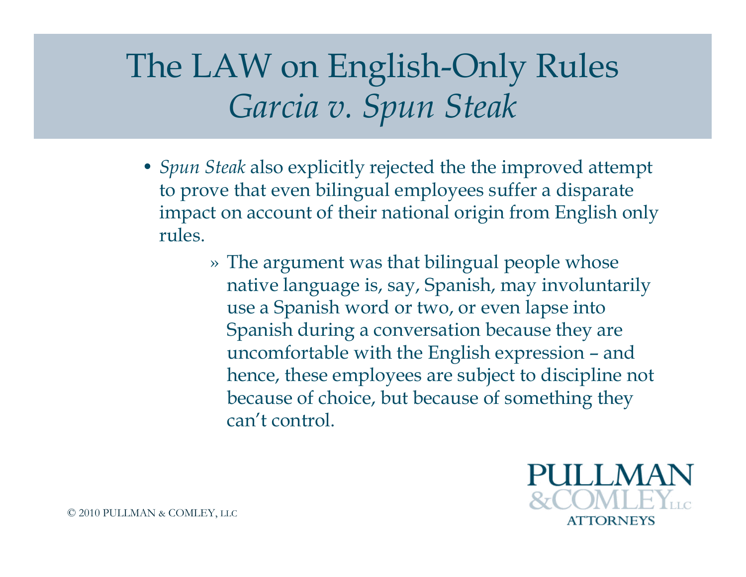# The LAW on English-Only Rules
## *Garcia v. Spun Steak*

- *Spun Steak* also explicitly rejected the the improved attempt to prove that even bilingual employees suffer a disparate impact on account of their national origin from English only rules.
  - » The argument was that bilingual people whose native language is, say, Spanish, may involuntarily use a Spanish word or two, or even lapse into Spanish during a conversation because they are uncomfortable with the English expression – and hence, these employees are subject to discipline not because of choice, but because of something they can't control.

© 2010 PULLMAN & COMLEY, LLC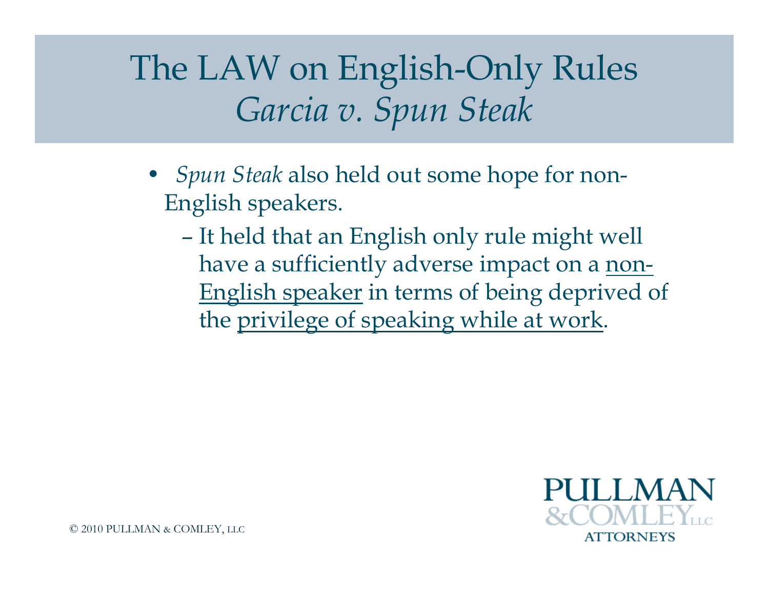# The LAW on English-Only Rules
## *Garcia v. Spun Steak*

- *Spun Steak* also held out some hope for non-English speakers.
  - It held that an English only rule might well have a sufficiently adverse impact on a <u>non-English speaker</u> in terms of being deprived of the <u>privilege of speaking while at work</u>.

© 2010 PULLMAN & COMLEY, LLC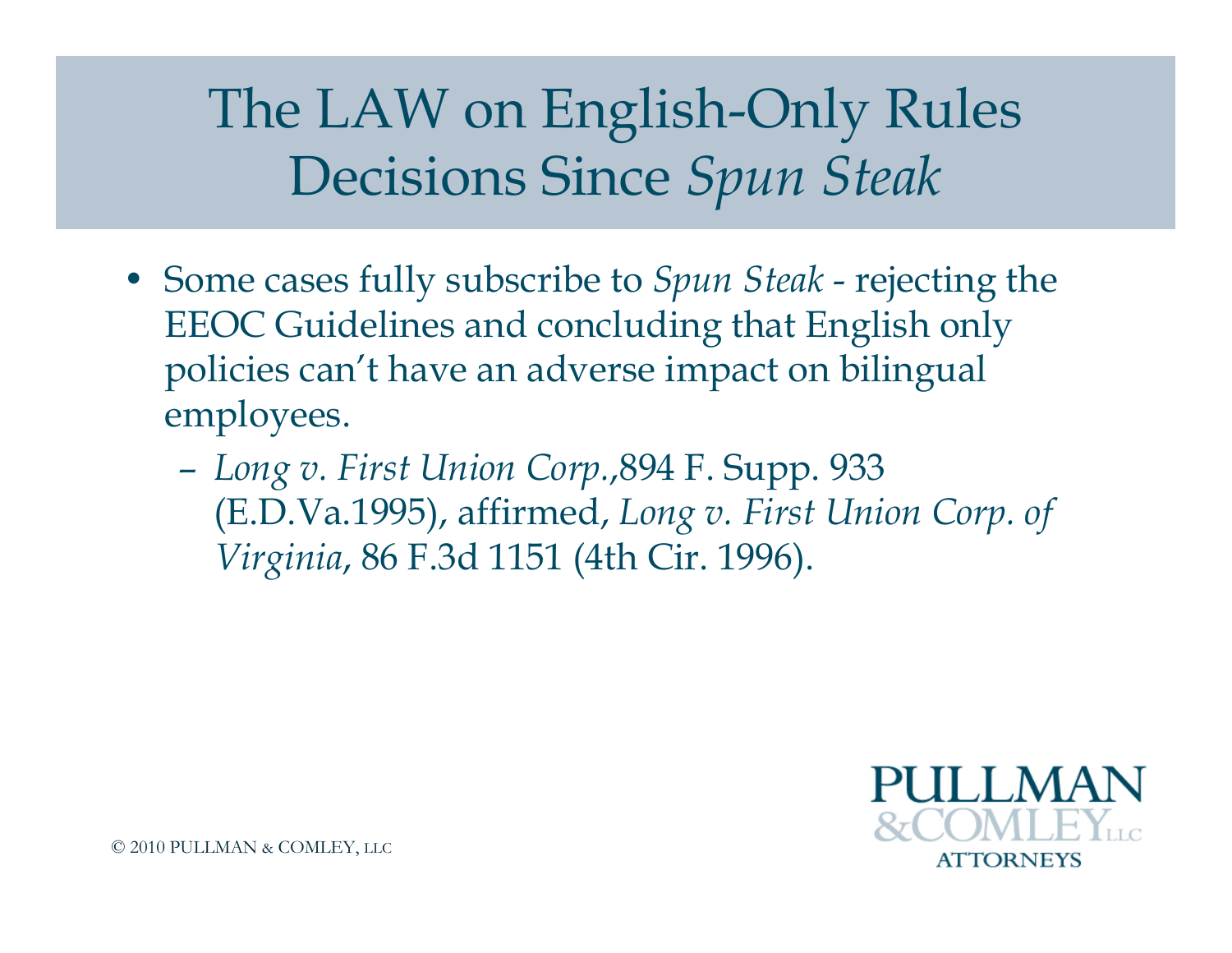# The LAW on English-Only Rules Decisions Since *Spun Steak*

- Some cases fully subscribe to *Spun Steak* - rejecting the EEOC Guidelines and concluding that English only policies can't have an adverse impact on bilingual employees.
  - *Long v. First Union Corp.*,894 F. Supp. 933 (E.D.Va.1995), affirmed, *Long v. First Union Corp. of Virginia*, 86 F.3d 1151 (4th Cir. 1996).

© 2010 PULLMAN & COMLEY, LLC

PULLMAN & COMLEY LLC ATTORNEYS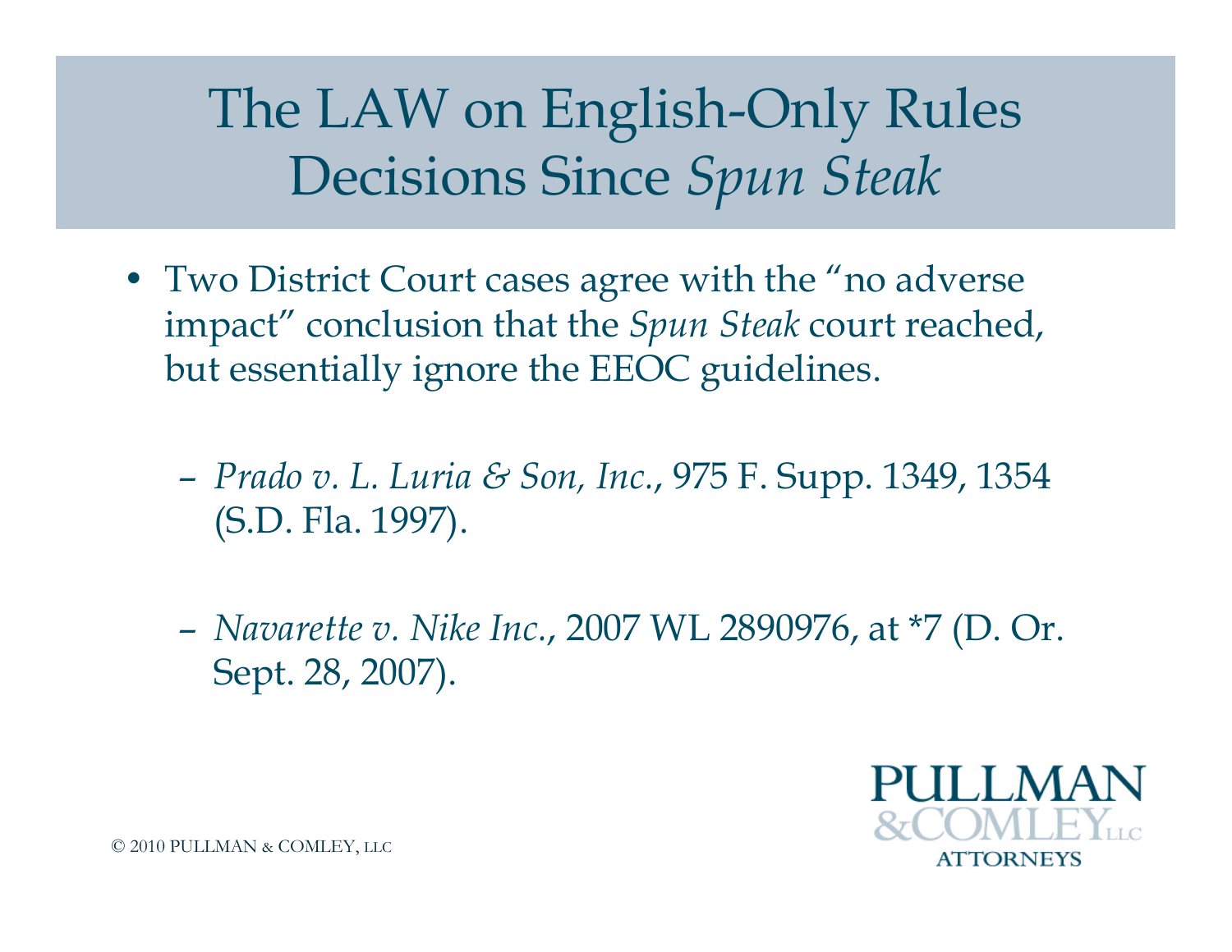# The LAW on English-Only Rules Decisions Since *Spun Steak*

- Two District Court cases agree with the "no adverse impact" conclusion that the *Spun Steak* court reached, but essentially ignore the EEOC guidelines.
  - *Prado v. L. Luria & Son, Inc.*, 975 F. Supp. 1349, 1354 (S.D. Fla. 1997).
  - *Navarette v. Nike Inc.*, 2007 WL 2890976, at *7 (D. Or. Sept. 28, 2007).

© 2010 PULLMAN & COMLEY, LLC

PULLMAN & COMLEY LLC ATTORNEYS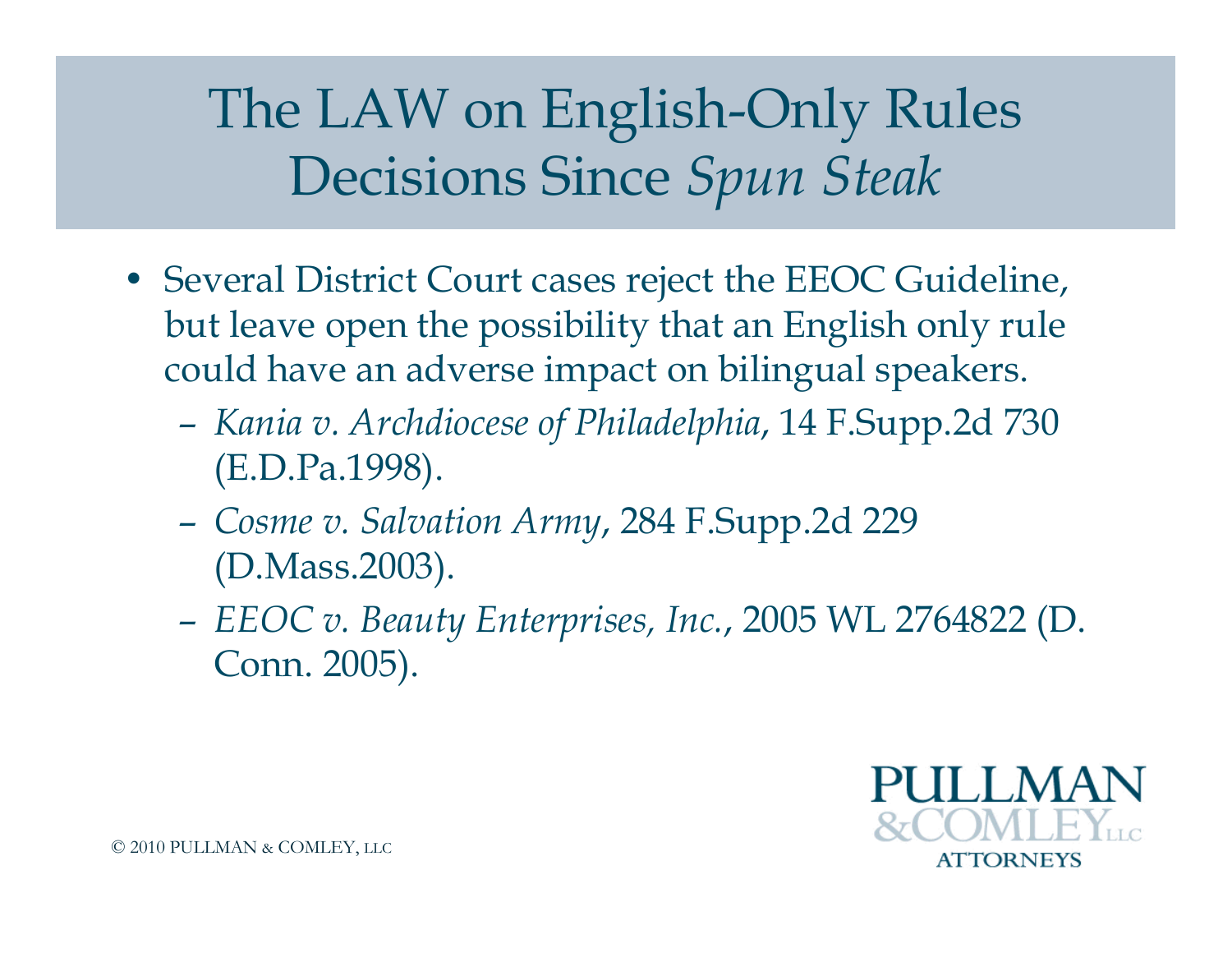# The LAW on English-Only Rules Decisions Since *Spun Steak*

- Several District Court cases reject the EEOC Guideline, but leave open the possibility that an English only rule could have an adverse impact on bilingual speakers.
  - *Kania v. Archdiocese of Philadelphia*, 14 F.Supp.2d 730 (E.D.Pa.1998).
  - *Cosme v. Salvation Army*, 284 F.Supp.2d 229 (D.Mass.2003).
  - *EEOC v. Beauty Enterprises, Inc.*, 2005 WL 2764822 (D. Conn. 2005).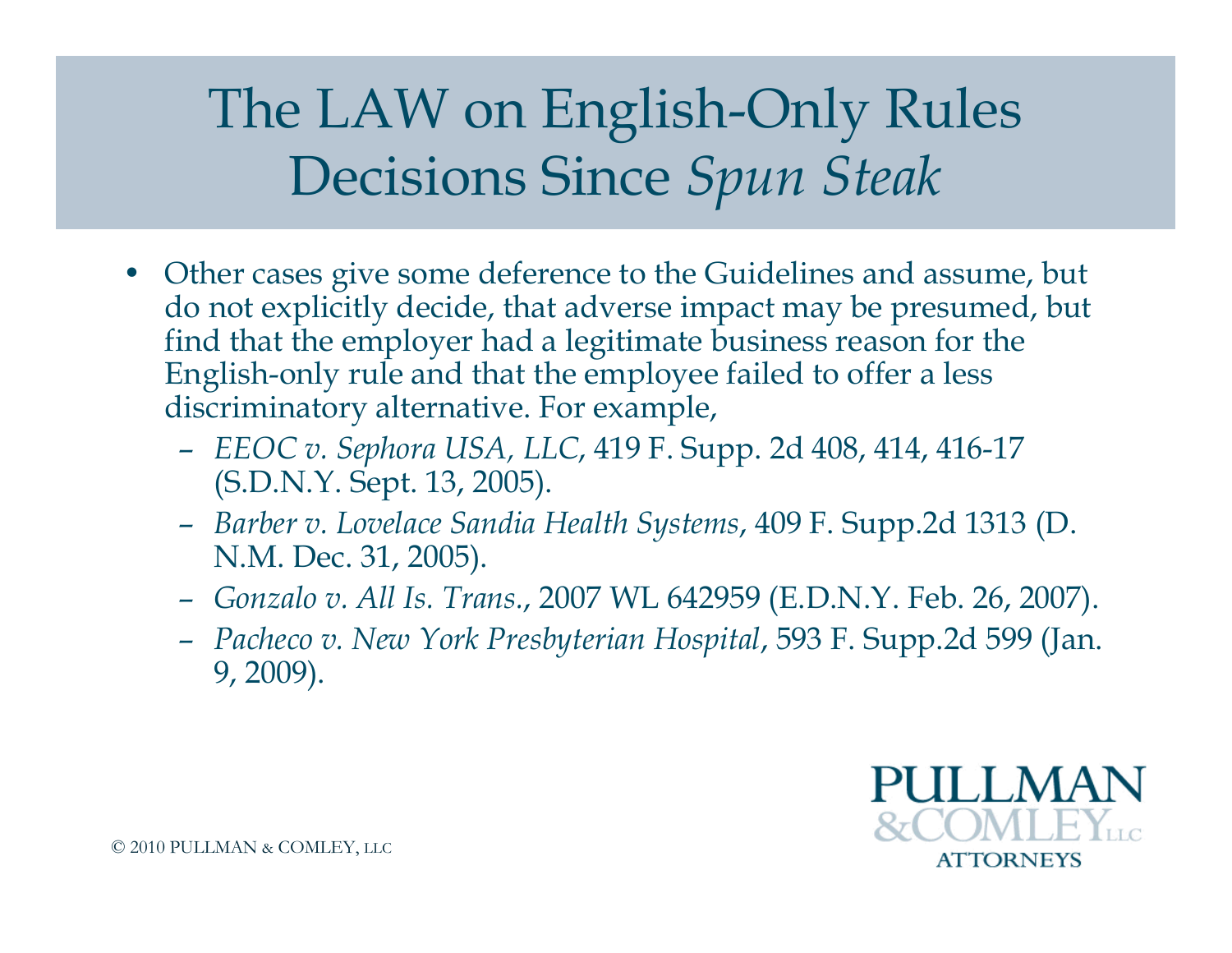# The LAW on English-Only Rules Decisions Since *Spun Steak*

- Other cases give some deference to the Guidelines and assume, but do not explicitly decide, that adverse impact may be presumed, but find that the employer had a legitimate business reason for the English-only rule and that the employee failed to offer a less discriminatory alternative. For example,
  - *EEOC v. Sephora USA, LLC*, 419 F. Supp. 2d 408, 414, 416-17 (S.D.N.Y. Sept. 13, 2005).
  - *Barber v. Lovelace Sandia Health Systems*, 409 F. Supp.2d 1313 (D. N.M. Dec. 31, 2005).
  - *Gonzalo v. All Is. Trans.*, 2007 WL 642959 (E.D.N.Y. Feb. 26, 2007).
  - *Pacheco v. New York Presbyterian Hospital*, 593 F. Supp.2d 599 (Jan. 9, 2009).

© 2010 PULLMAN & COMLEY, LLC

PULLMAN & COMLEY LLC ATTORNEYS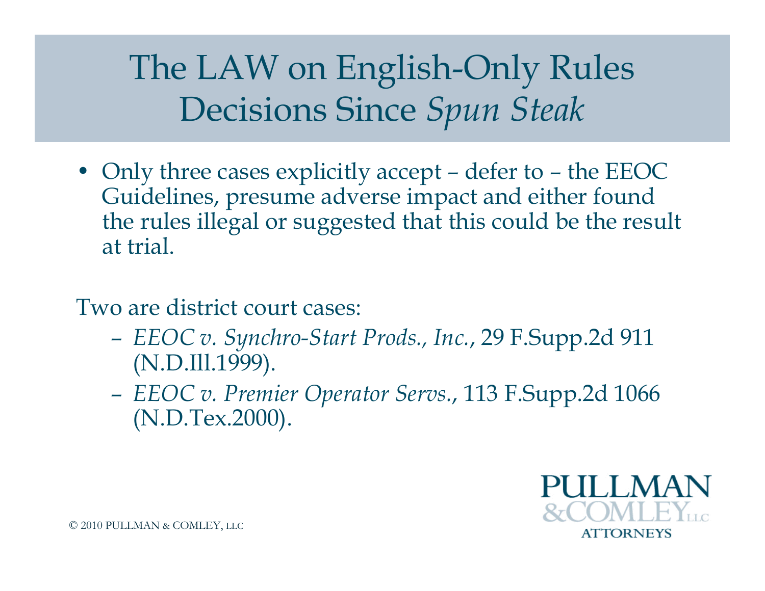# The LAW on English-Only Rules Decisions Since *Spun Steak*

- Only three cases explicitly accept – defer to – the EEOC Guidelines, presume adverse impact and either found the rules illegal or suggested that this could be the result at trial.

Two are district court cases:

- *EEOC v. Synchro-Start Prods., Inc.*, 29 F.Supp.2d 911 (N.D.Ill.1999).
- *EEOC v. Premier Operator Servs.*, 113 F.Supp.2d 1066 (N.D.Tex.2000).

© 2010 PULLMAN & COMLEY, LLC

PULLMAN & COMLEY LLC ATTORNEYS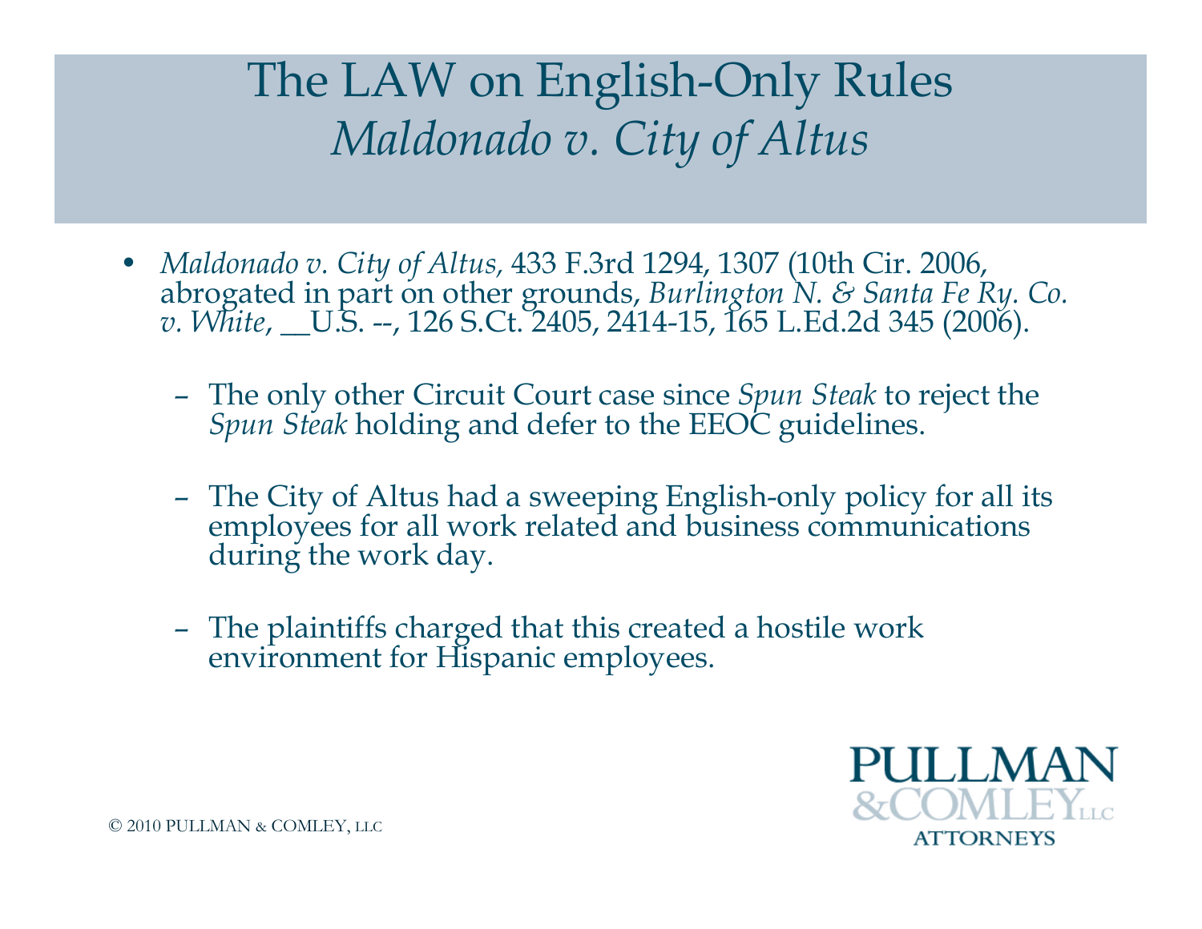# The LAW on English-Only Rules
## *Maldonado v. City of Altus*

- *Maldonado v. City of Altus*, 433 F.3rd 1294, 1307 (10th Cir. 2006, abrogated in part on other grounds, *Burlington N. & Santa Fe Ry. Co. v. White*, __U.S. --, 126 S.Ct. 2405, 2414-15, 165 L.Ed.2d 345 (2006).
  - The only other Circuit Court case since *Spun Steak* to reject the *Spun Steak* holding and defer to the EEOC guidelines.
  - The City of Altus had a sweeping English-only policy for all its employees for all work related and business communications during the work day.
  - The plaintiffs charged that this created a hostile work environment for Hispanic employees.

© 2010 PULLMAN & COMLEY, LLC

PULLMAN & COMLEY LLC ATTORNEYS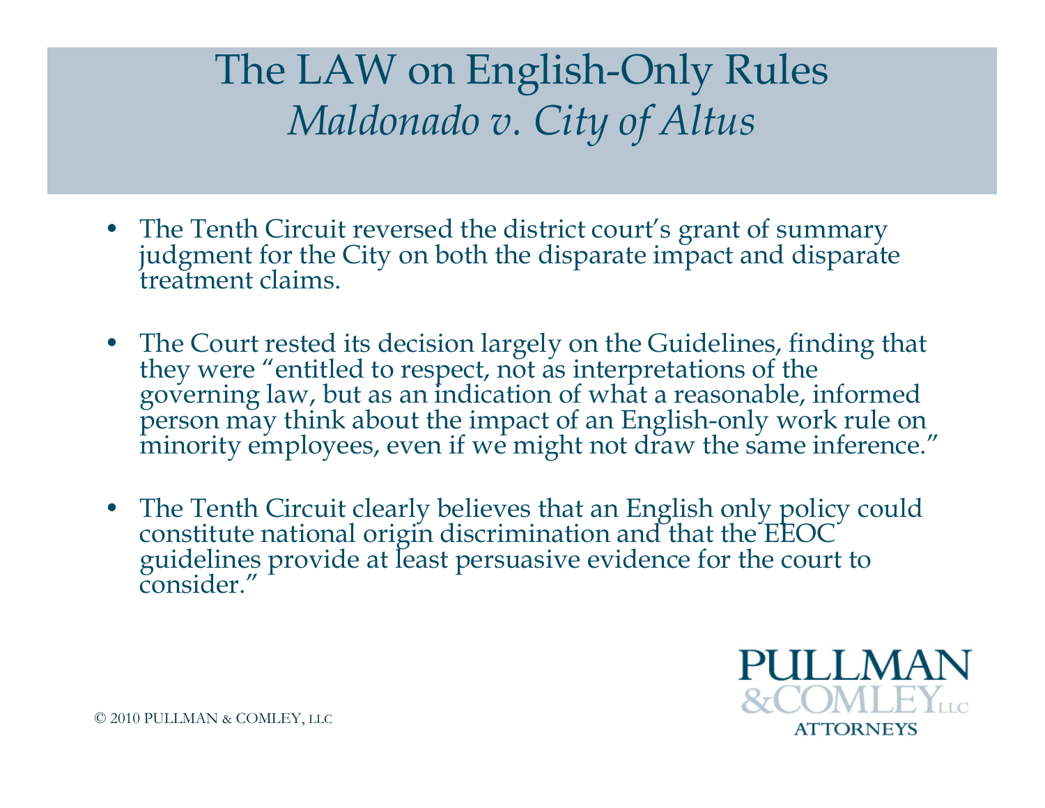# The LAW on English-Only Rules
## *Maldonado v. City of Altus*

- The Tenth Circuit reversed the district court's grant of summary judgment for the City on both the disparate impact and disparate treatment claims.

- The Court rested its decision largely on the Guidelines, finding that they were "entitled to respect, not as interpretations of the governing law, but as an indication of what a reasonable, informed person may think about the impact of an English-only work rule on minority employees, even if we might not draw the same inference."

- The Tenth Circuit clearly believes that an English only policy could constitute national origin discrimination and that the EEOC guidelines provide at least persuasive evidence for the court to consider."

© 2010 PULLMAN & COMLEY, LLC

PULLMAN & COMLEY LLC ATTORNEYS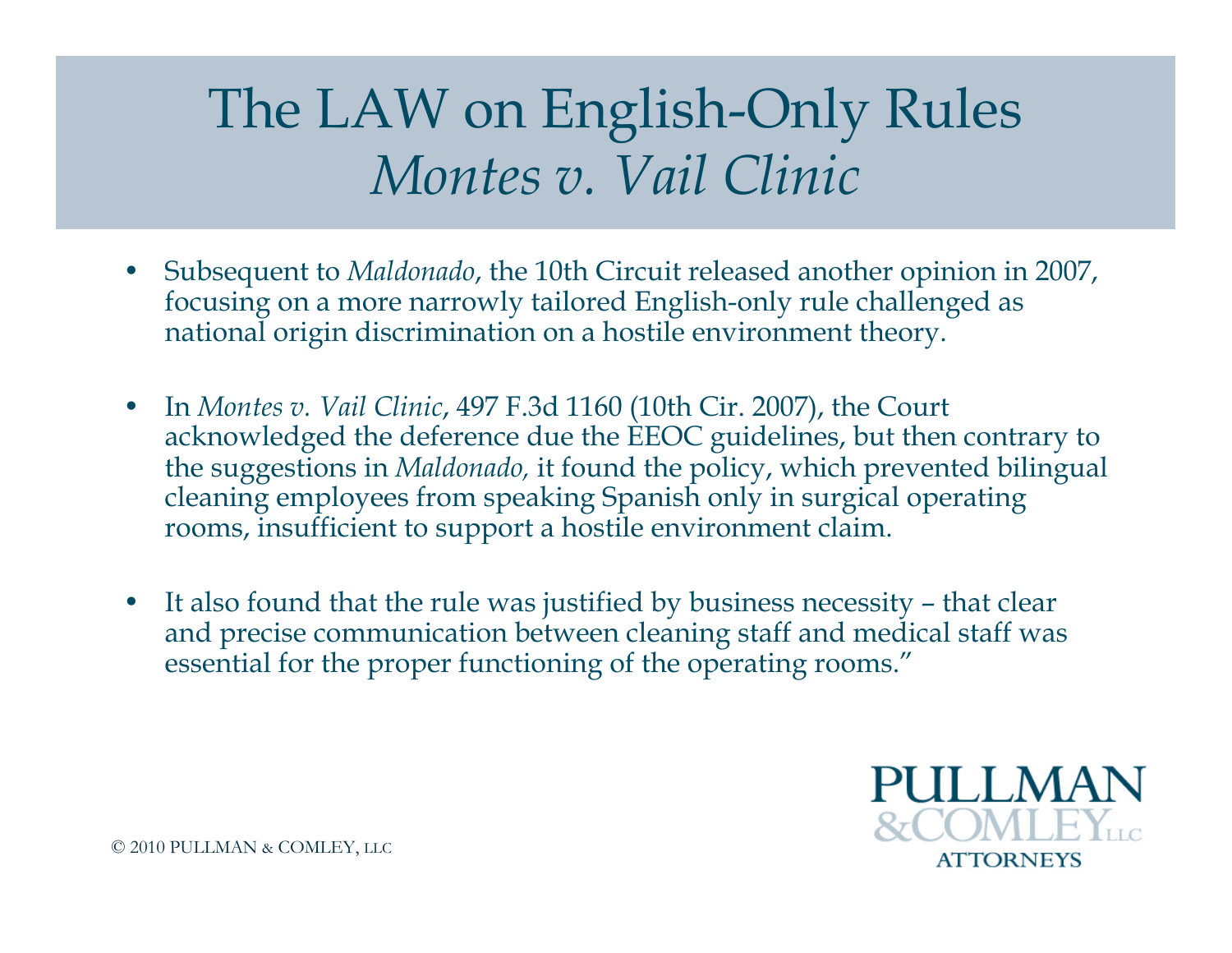# The LAW on English-Only Rules *Montes v. Vail Clinic*

- Subsequent to *Maldonado*, the 10th Circuit released another opinion in 2007, focusing on a more narrowly tailored English-only rule challenged as national origin discrimination on a hostile environment theory.

- In *Montes v. Vail Clinic*, 497 F.3d 1160 (10th Cir. 2007), the Court acknowledged the deference due the EEOC guidelines, but then contrary to the suggestions in *Maldonado,* it found the policy, which prevented bilingual cleaning employees from speaking Spanish only in surgical operating rooms, insufficient to support a hostile environment claim.

- It also found that the rule was justified by business necessity – that clear and precise communication between cleaning staff and medical staff was essential for the proper functioning of the operating rooms."

© 2010 PULLMAN & COMLEY, LLC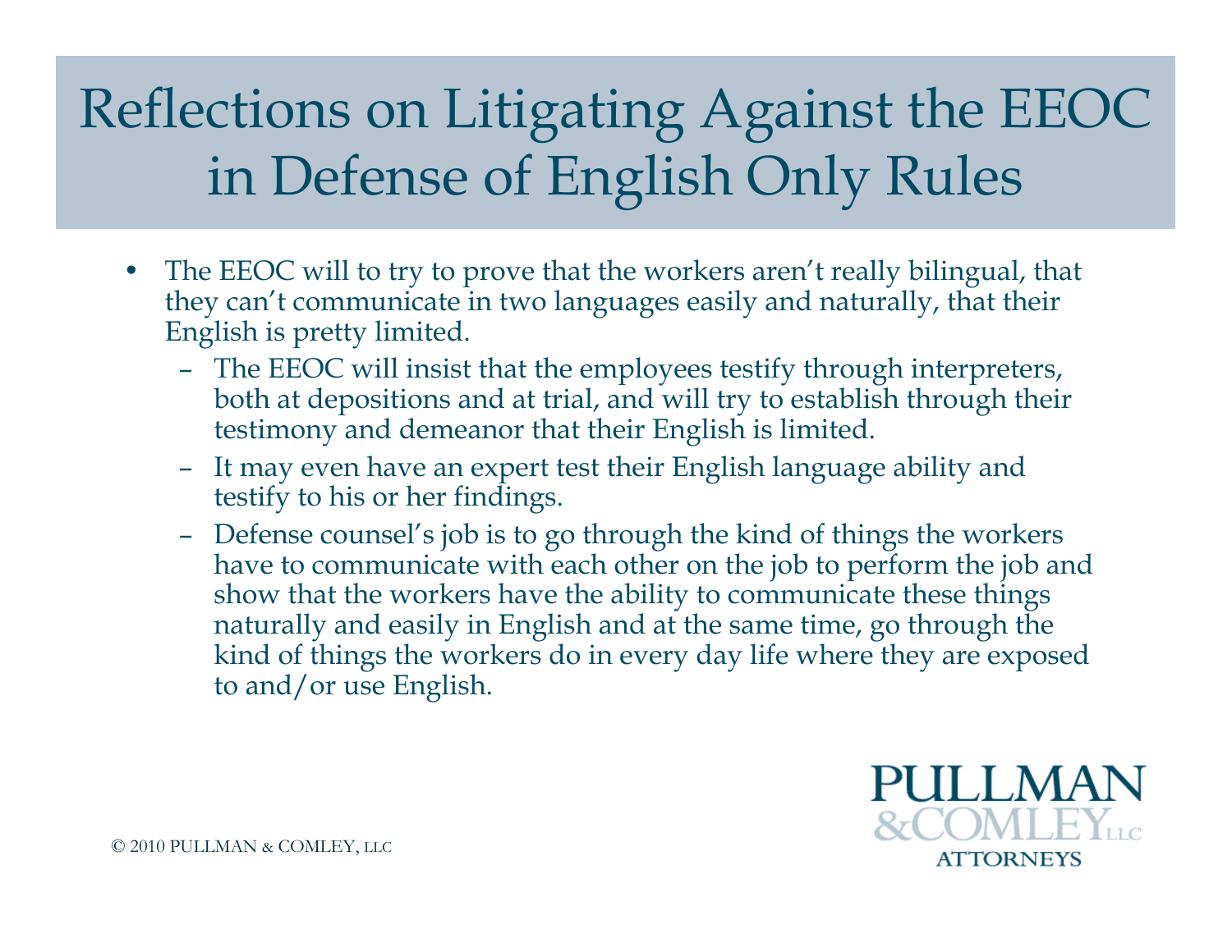# Reflections on Litigating Against the EEOC in Defense of English Only Rules

- The EEOC will to try to prove that the workers aren't really bilingual, that they can't communicate in two languages easily and naturally, that their English is pretty limited.
  - The EEOC will insist that the employees testify through interpreters, both at depositions and at trial, and will try to establish through their testimony and demeanor that their English is limited.
  - It may even have an expert test their English language ability and testify to his or her findings.
  - Defense counsel's job is to go through the kind of things the workers have to communicate with each other on the job to perform the job and show that the workers have the ability to communicate these things naturally and easily in English and at the same time, go through the kind of things the workers do in every day life where they are exposed to and/or use English.

© 2010 PULLMAN & COMLEY, LLC

PULLMAN & COMLEY LLC ATTORNEYS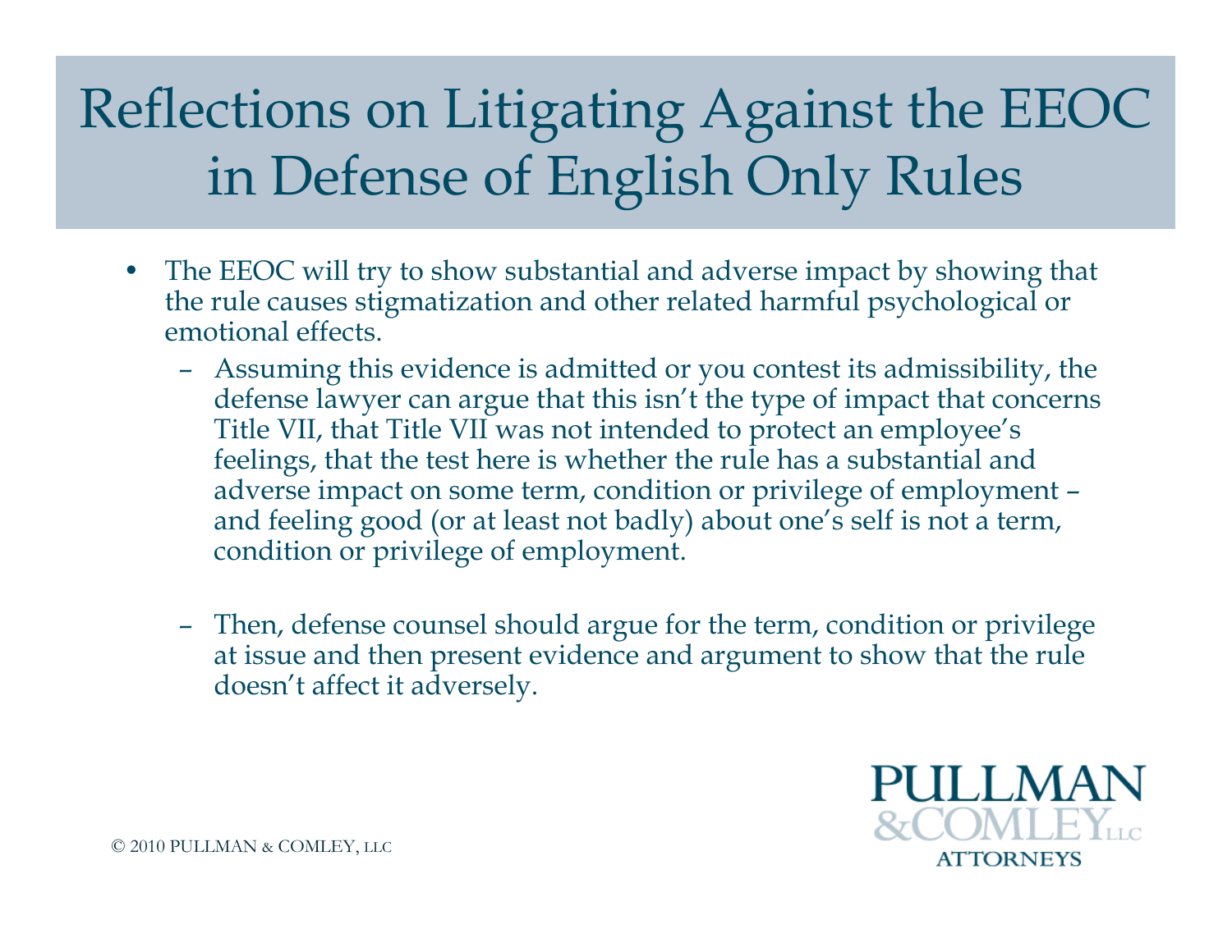# Reflections on Litigating Against the EEOC in Defense of English Only Rules

- The EEOC will try to show substantial and adverse impact by showing that the rule causes stigmatization and other related harmful psychological or emotional effects.
  - Assuming this evidence is admitted or you contest its admissibility, the defense lawyer can argue that this isn't the type of impact that concerns Title VII, that Title VII was not intended to protect an employee's feelings, that the test here is whether the rule has a substantial and adverse impact on some term, condition or privilege of employment – and feeling good (or at least not badly) about one's self is not a term, condition or privilege of employment.
  - Then, defense counsel should argue for the term, condition or privilege at issue and then present evidence and argument to show that the rule doesn't affect it adversely.

© 2010 PULLMAN & COMLEY, LLC

PULLMAN & COMLEY LLC ATTORNEYS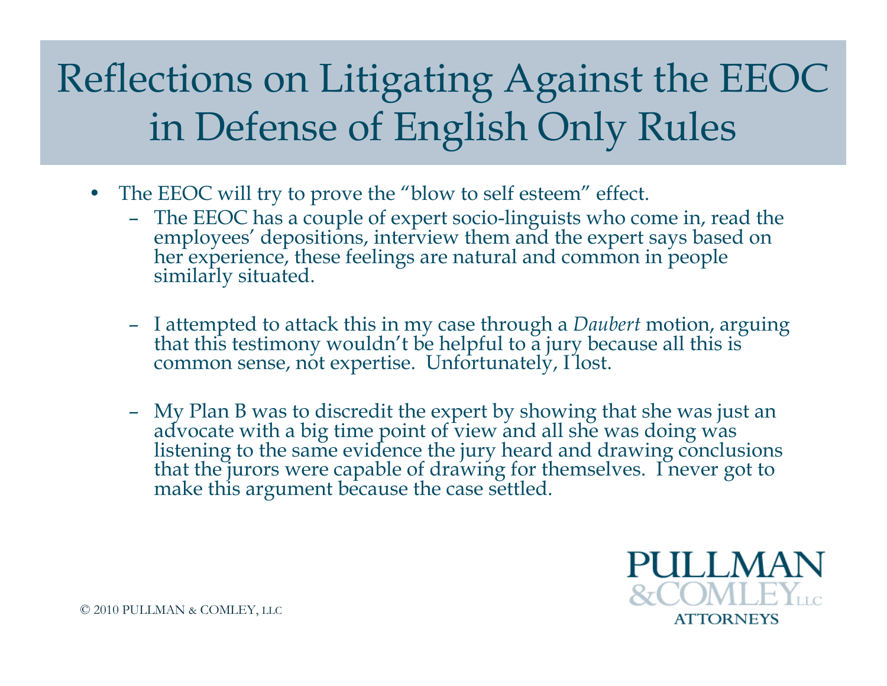# Reflections on Litigating Against the EEOC in Defense of English Only Rules

- The EEOC will try to prove the "blow to self esteem" effect.
  - The EEOC has a couple of expert socio-linguists who come in, read the employees' depositions, interview them and the expert says based on her experience, these feelings are natural and common in people similarly situated.
  - I attempted to attack this in my case through a *Daubert* motion, arguing that this testimony wouldn't be helpful to a jury because all this is common sense, not expertise. Unfortunately, I lost.
  - My Plan B was to discredit the expert by showing that she was just an advocate with a big time point of view and all she was doing was listening to the same evidence the jury heard and drawing conclusions that the jurors were capable of drawing for themselves. I never got to make this argument because the case settled.

PULLMAN & COMLEY LLC ATTORNEYS

© 2010 PULLMAN & COMLEY, LLC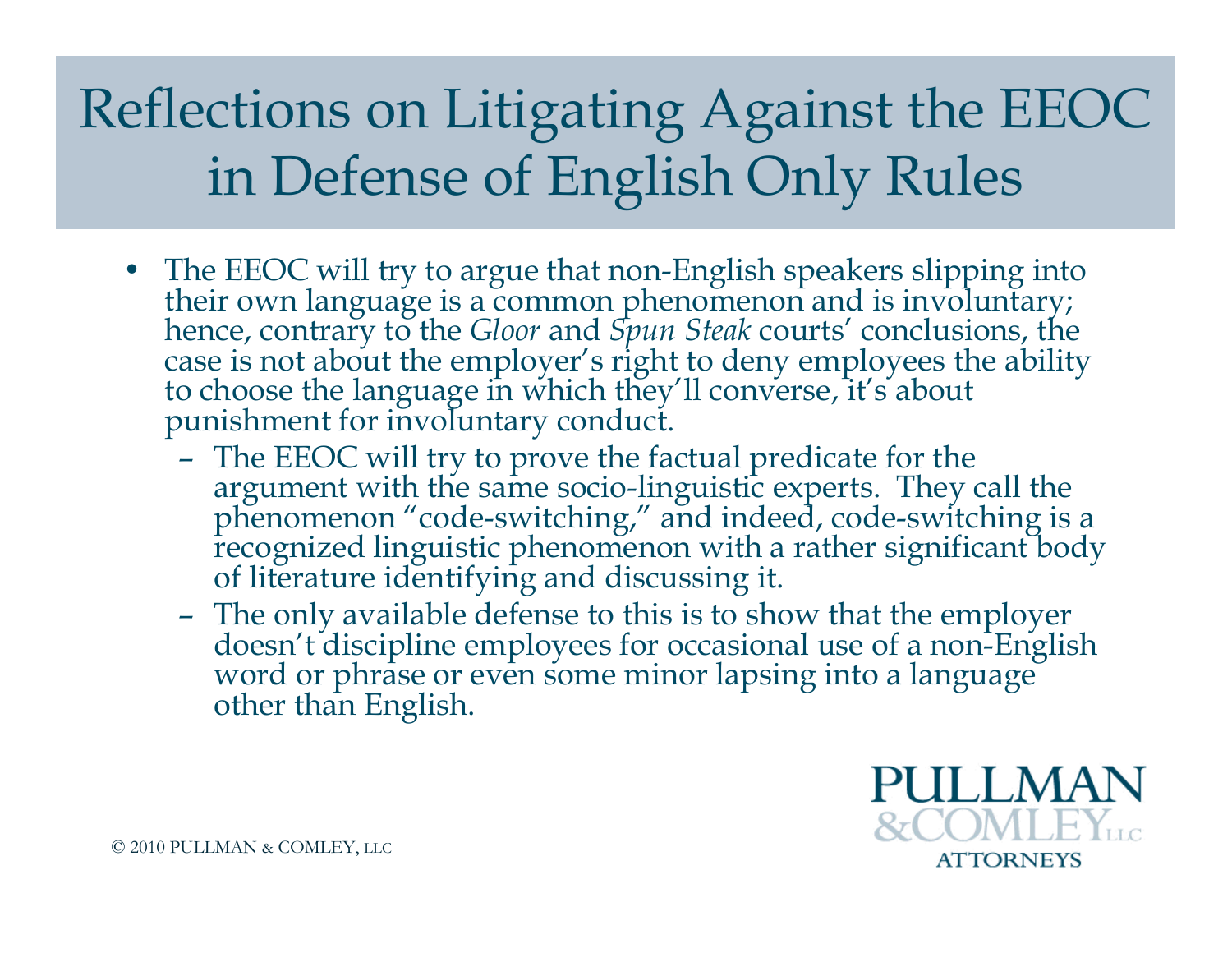# Reflections on Litigating Against the EEOC in Defense of English Only Rules

- The EEOC will try to argue that non-English speakers slipping into their own language is a common phenomenon and is involuntary; hence, contrary to the *Gloor* and *Spun Steak* courts' conclusions, the case is not about the employer's right to deny employees the ability to choose the language in which they'll converse, it's about punishment for involuntary conduct.
  - The EEOC will try to prove the factual predicate for the argument with the same socio-linguistic experts. They call the phenomenon "code-switching," and indeed, code-switching is a recognized linguistic phenomenon with a rather significant body of literature identifying and discussing it.
  - The only available defense to this is to show that the employer doesn't discipline employees for occasional use of a non-English word or phrase or even some minor lapsing into a language other than English.

© 2010 PULLMAN & COMLEY, LLC

PULLMAN & COMLEY LLC ATTORNEYS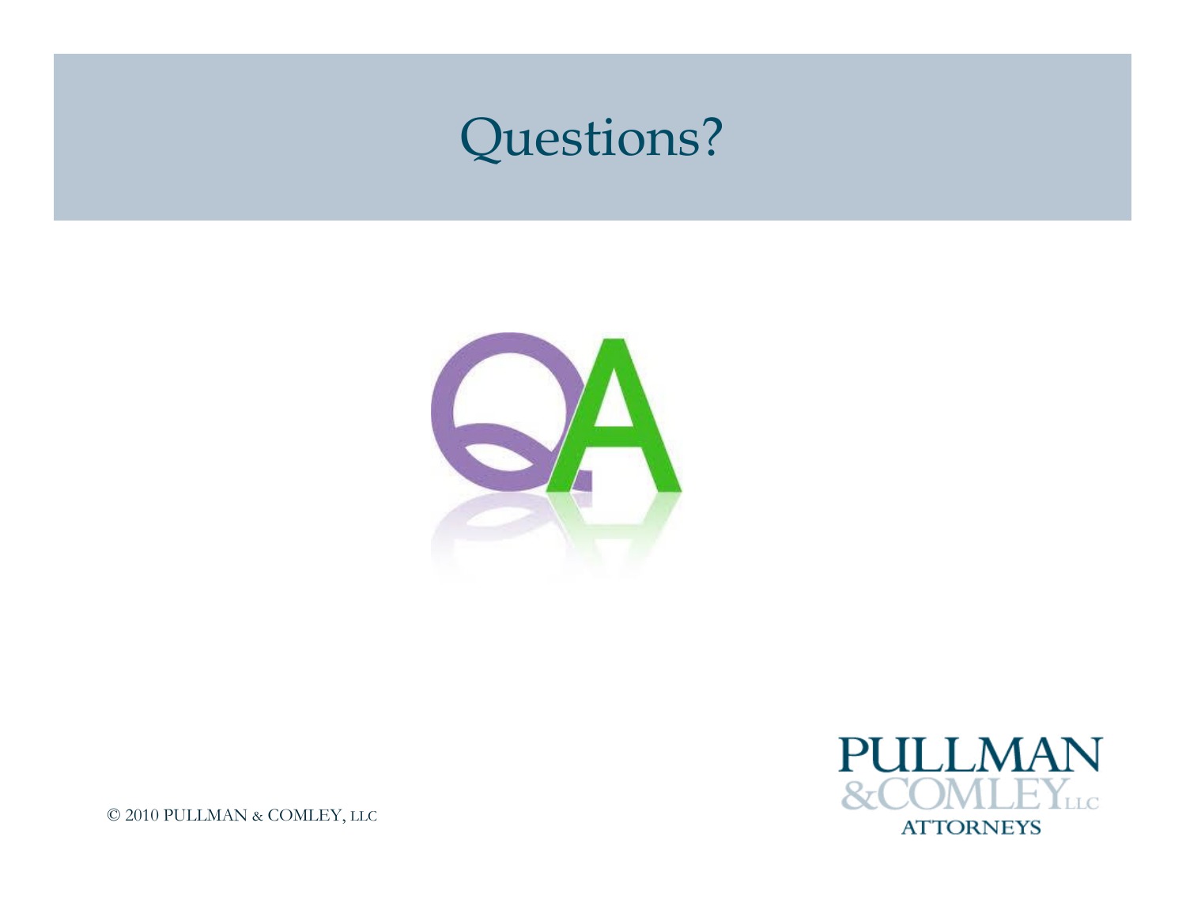# Questions?

© 2010 PULLMAN & COMLEY, LLC

PULLMAN
&COMLEY LLC
ATTORNEYS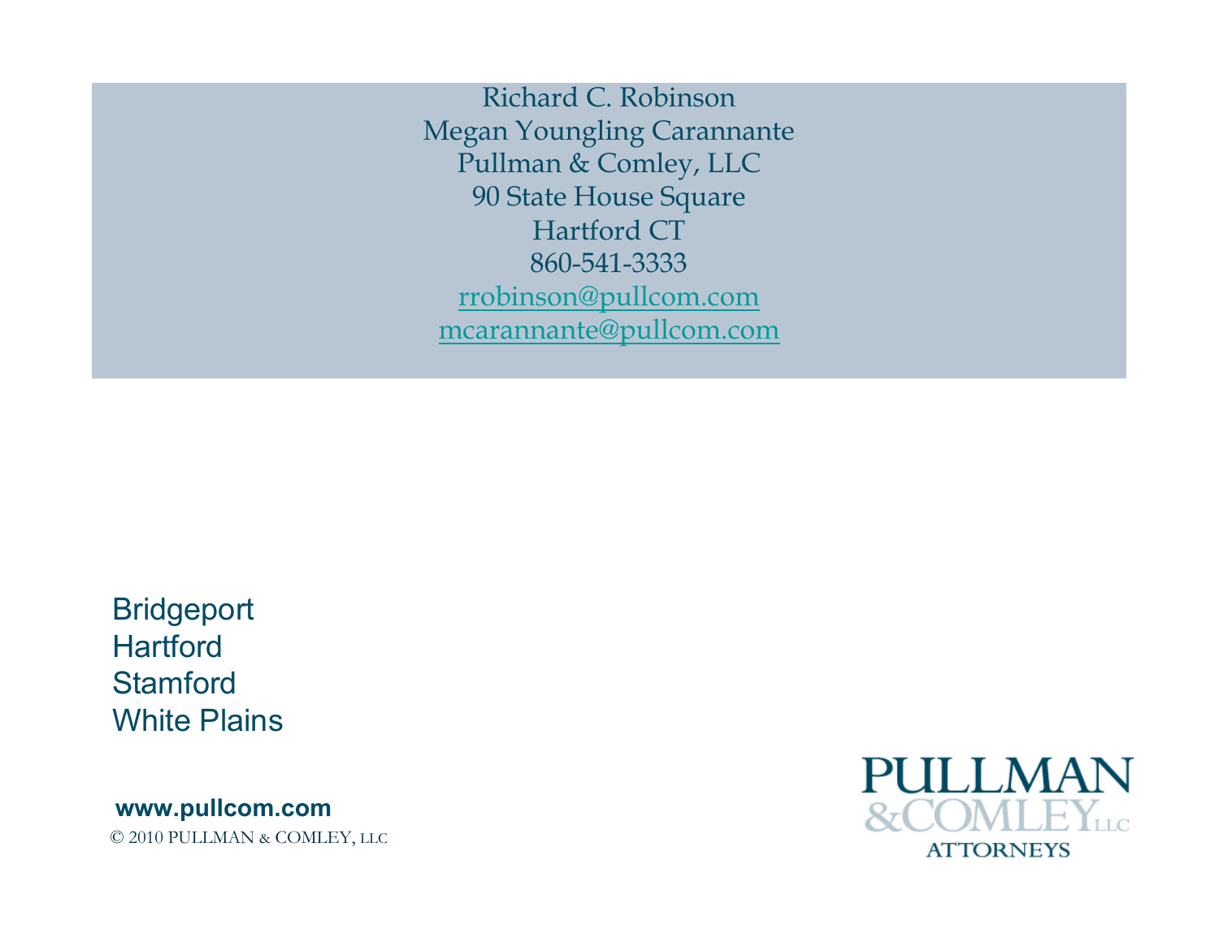Richard C. Robinson
Megan Youngling Carannante
Pullman & Comley, LLC
90 State House Square
Hartford CT
860-541-3333
rrobinson@pullcom.com
mcarannante@pullcom.com

Bridgeport
Hartford
Stamford
White Plains

**www.pullcom.com**

© 2010 PULLMAN & COMLEY, LLC

PULLMAN
&COMLEY LLC
ATTORNEYS